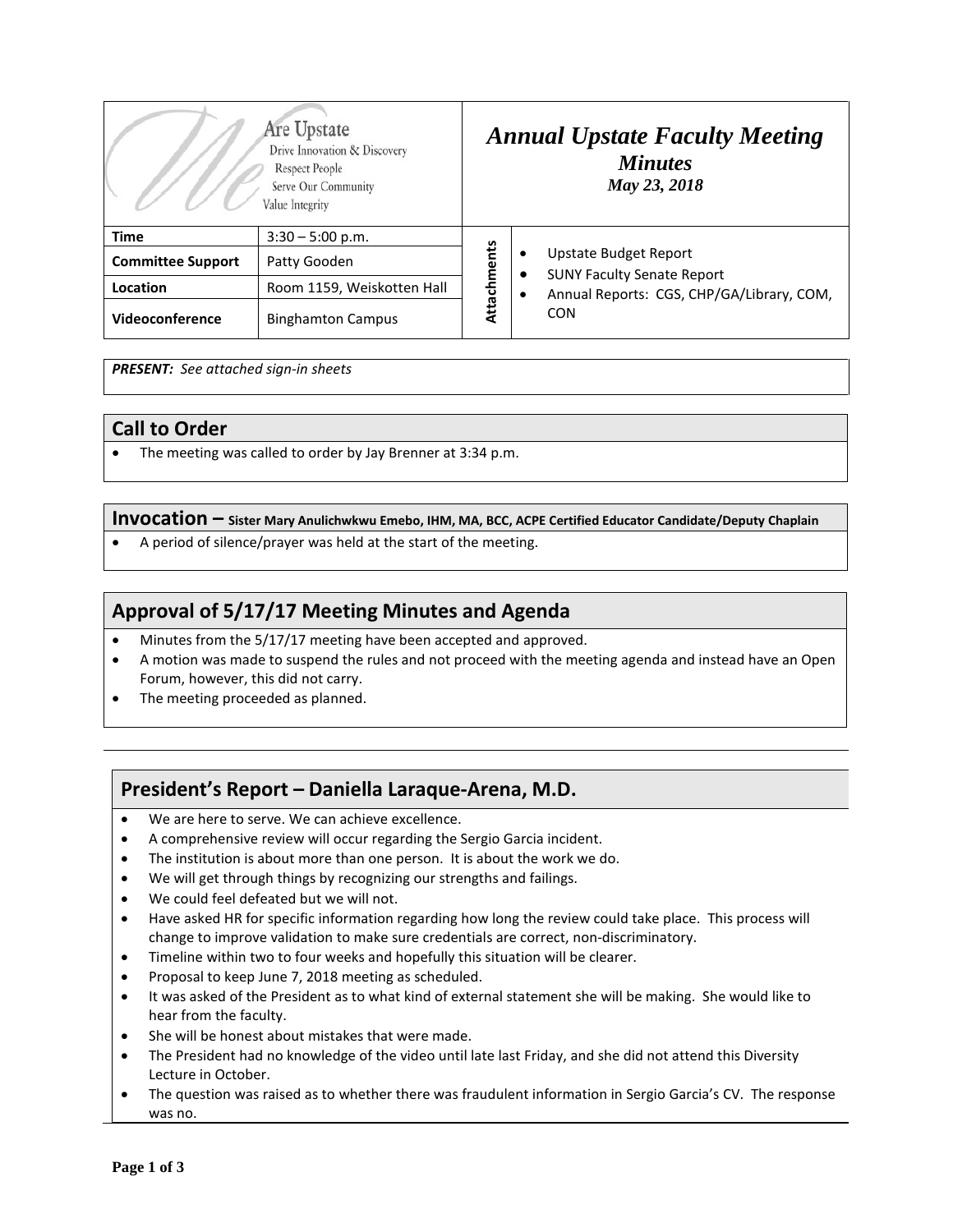We Are Upstate
Drive Innovation & Discovery
Respect People
Serve Our Community
Value Integrity

# *Annual Upstate Faculty Meeting*
## *Minutes*
### *May 23, 2018*

| | | | |
|---|---|---|---|
| **Time** | 3:30 – 5:00 p.m. | **Attachments** | • Upstate Budget Report<br>• SUNY Faculty Senate Report<br>• Annual Reports: CGS, CHP/GA/Library, COM, CON |
| **Committee Support** | Patty Gooden | | |
| **Location** | Room 1159, Weiskotten Hall | | |
| **Videoconference** | Binghamton Campus | | |

***PRESENT:*** *See attached sign-in sheets*

## Call to Order

- The meeting was called to order by Jay Brenner at 3:34 p.m.

## Invocation – Sister Mary Anulichwkwu Emebo, IHM, MA, BCC, ACPE Certified Educator Candidate/Deputy Chaplain

- A period of silence/prayer was held at the start of the meeting.

## Approval of 5/17/17 Meeting Minutes and Agenda

- Minutes from the 5/17/17 meeting have been accepted and approved.
- A motion was made to suspend the rules and not proceed with the meeting agenda and instead have an Open Forum, however, this did not carry.
- The meeting proceeded as planned.

## President's Report – Daniella Laraque-Arena, M.D.

- We are here to serve. We can achieve excellence.
- A comprehensive review will occur regarding the Sergio Garcia incident.
- The institution is about more than one person. It is about the work we do.
- We will get through things by recognizing our strengths and failings.
- We could feel defeated but we will not.
- Have asked HR for specific information regarding how long the review could take place. This process will change to improve validation to make sure credentials are correct, non-discriminatory.
- Timeline within two to four weeks and hopefully this situation will be clearer.
- Proposal to keep June 7, 2018 meeting as scheduled.
- It was asked of the President as to what kind of external statement she will be making. She would like to hear from the faculty.
- She will be honest about mistakes that were made.
- The President had no knowledge of the video until late last Friday, and she did not attend this Diversity Lecture in October.
- The question was raised as to whether there was fraudulent information in Sergio Garcia's CV. The response was no.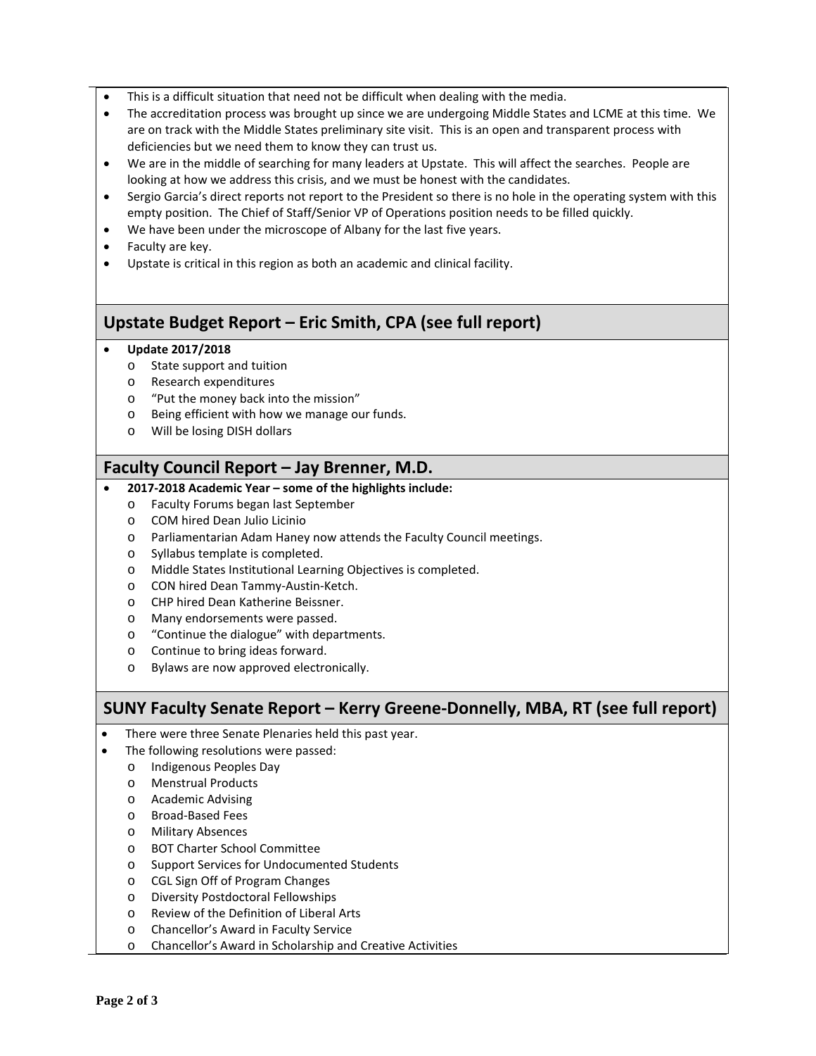- This is a difficult situation that need not be difficult when dealing with the media.
- The accreditation process was brought up since we are undergoing Middle States and LCME at this time. We are on track with the Middle States preliminary site visit. This is an open and transparent process with deficiencies but we need them to know they can trust us.
- We are in the middle of searching for many leaders at Upstate. This will affect the searches. People are looking at how we address this crisis, and we must be honest with the candidates.
- Sergio Garcia's direct reports not report to the President so there is no hole in the operating system with this empty position. The Chief of Staff/Senior VP of Operations position needs to be filled quickly.
- We have been under the microscope of Albany for the last five years.
- Faculty are key.
- Upstate is critical in this region as both an academic and clinical facility.

## Upstate Budget Report – Eric Smith, CPA (see full report)

- **Update 2017/2018**
  - State support and tuition
  - Research expenditures
  - "Put the money back into the mission"
  - Being efficient with how we manage our funds.
  - Will be losing DISH dollars

## Faculty Council Report – Jay Brenner, M.D.

- **2017-2018 Academic Year – some of the highlights include:**
  - Faculty Forums began last September
  - COM hired Dean Julio Licinio
  - Parliamentarian Adam Haney now attends the Faculty Council meetings.
  - Syllabus template is completed.
  - Middle States Institutional Learning Objectives is completed.
  - CON hired Dean Tammy-Austin-Ketch.
  - CHP hired Dean Katherine Beissner.
  - Many endorsements were passed.
  - "Continue the dialogue" with departments.
  - Continue to bring ideas forward.
  - Bylaws are now approved electronically.

## SUNY Faculty Senate Report – Kerry Greene-Donnelly, MBA, RT (see full report)

- There were three Senate Plenaries held this past year.
- The following resolutions were passed:
  - Indigenous Peoples Day
  - Menstrual Products
  - Academic Advising
  - Broad-Based Fees
  - Military Absences
  - BOT Charter School Committee
  - Support Services for Undocumented Students
  - CGL Sign Off of Program Changes
  - Diversity Postdoctoral Fellowships
  - Review of the Definition of Liberal Arts
  - Chancellor's Award in Faculty Service
  - Chancellor's Award in Scholarship and Creative Activities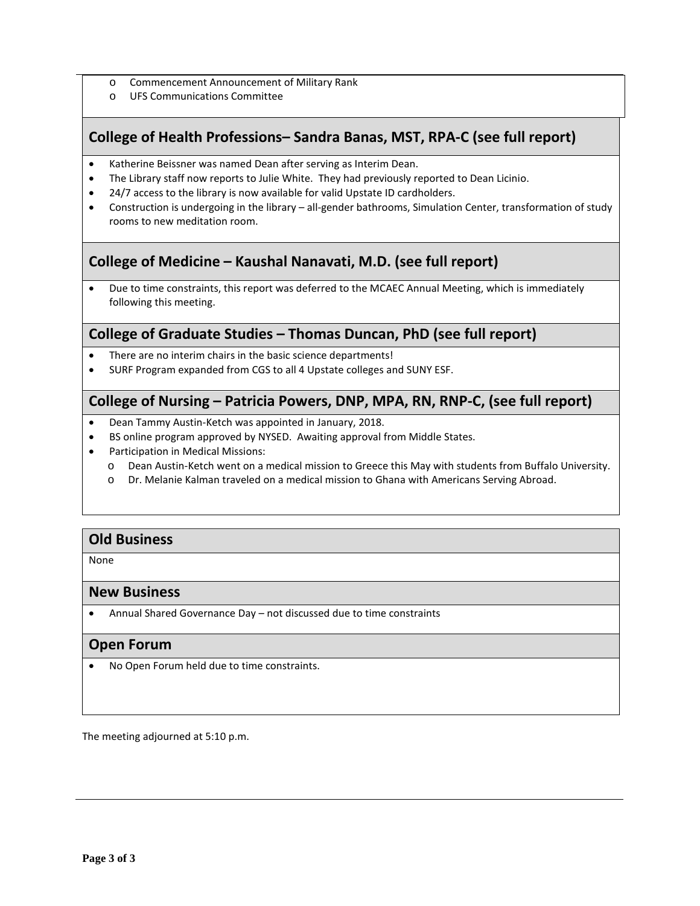- Commencement Announcement of Military Rank
  - UFS Communications Committee

## College of Health Professions– Sandra Banas, MST, RPA-C (see full report)

- Katherine Beissner was named Dean after serving as Interim Dean.
- The Library staff now reports to Julie White. They had previously reported to Dean Licinio.
- 24/7 access to the library is now available for valid Upstate ID cardholders.
- Construction is undergoing in the library – all-gender bathrooms, Simulation Center, transformation of study rooms to new meditation room.

## College of Medicine – Kaushal Nanavati, M.D. (see full report)

- Due to time constraints, this report was deferred to the MCAEC Annual Meeting, which is immediately following this meeting.

## College of Graduate Studies – Thomas Duncan, PhD (see full report)

- There are no interim chairs in the basic science departments!
- SURF Program expanded from CGS to all 4 Upstate colleges and SUNY ESF.

## College of Nursing – Patricia Powers, DNP, MPA, RN, RNP-C, (see full report)

- Dean Tammy Austin-Ketch was appointed in January, 2018.
- BS online program approved by NYSED. Awaiting approval from Middle States.
- Participation in Medical Missions:
  - Dean Austin-Ketch went on a medical mission to Greece this May with students from Buffalo University.
  - Dr. Melanie Kalman traveled on a medical mission to Ghana with Americans Serving Abroad.

## Old Business

None

## New Business

- Annual Shared Governance Day – not discussed due to time constraints

## Open Forum

- No Open Forum held due to time constraints.

The meeting adjourned at 5:10 p.m.